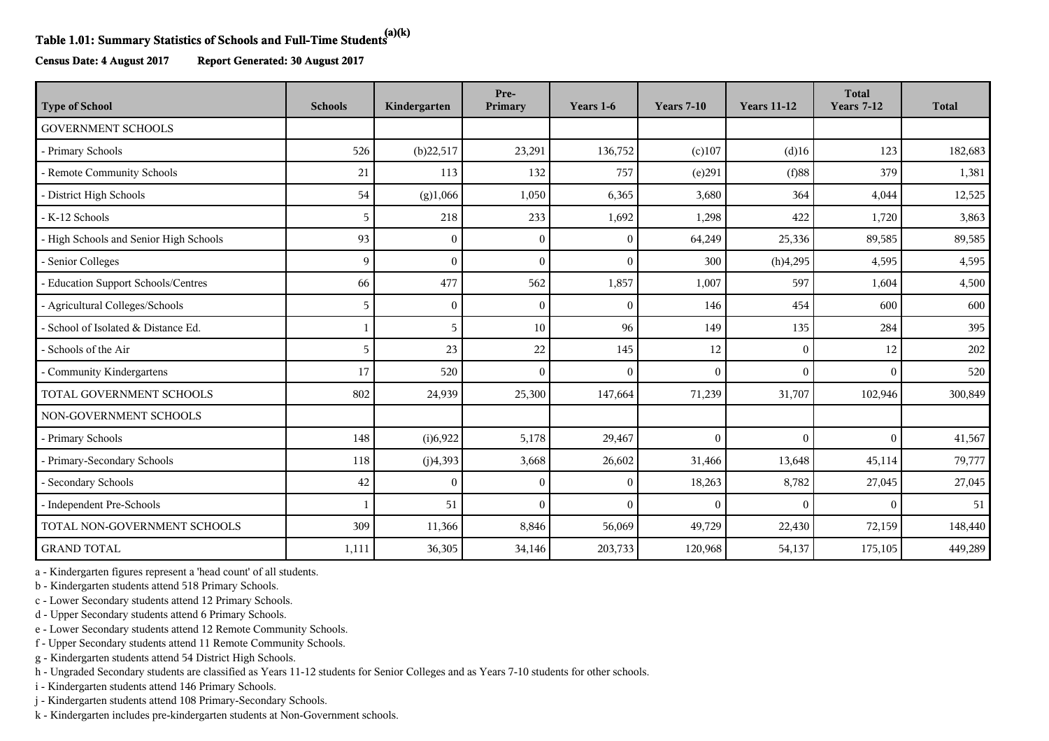**Table 1.01: Summary Statistics of Schools and Full-Time Students[a][k]**

**Census Date: 4 August 2017 Report Generated: 30 August 2017**

| Type of School | Schools | Kindergarten | Pre-Primary | Years 1-6 | Years 7-10 | Years 11-12 | Total Years 7-12 | Total |
|---|---|---|---|---|---|---|---|---|
| GOVERNMENT SCHOOLS | | | | | | | | |
| - Primary Schools | 526 | (b)22,517 | 23,291 | 136,752 | (c)107 | (d)16 | 123 | 182,683 |
| - Remote Community Schools | 21 | 113 | 132 | 757 | (e)291 | (f)88 | 379 | 1,381 |
| - District High Schools | 54 | (g)1,066 | 1,050 | 6,365 | 3,680 | 364 | 4,044 | 12,525 |
| - K-12 Schools | 5 | 218 | 233 | 1,692 | 1,298 | 422 | 1,720 | 3,863 |
| - High Schools and Senior High Schools | 93 | 0 | 0 | 0 | 64,249 | 25,336 | 89,585 | 89,585 |
| - Senior Colleges | 9 | 0 | 0 | 0 | 300 | (h)4,295 | 4,595 | 4,595 |
| - Education Support Schools/Centres | 66 | 477 | 562 | 1,857 | 1,007 | 597 | 1,604 | 4,500 |
| - Agricultural Colleges/Schools | 5 | 0 | 0 | 0 | 146 | 454 | 600 | 600 |
| - School of Isolated & Distance Ed. | 1 | 5 | 10 | 96 | 149 | 135 | 284 | 395 |
| - Schools of the Air | 5 | 23 | 22 | 145 | 12 | 0 | 12 | 202 |
| - Community Kindergartens | 17 | 520 | 0 | 0 | 0 | 0 | 0 | 520 |
| TOTAL GOVERNMENT SCHOOLS | 802 | 24,939 | 25,300 | 147,664 | 71,239 | 31,707 | 102,946 | 300,849 |
| NON-GOVERNMENT SCHOOLS | | | | | | | | |
| - Primary Schools | 148 | (i)6,922 | 5,178 | 29,467 | 0 | 0 | 0 | 41,567 |
| - Primary-Secondary Schools | 118 | (j)4,393 | 3,668 | 26,602 | 31,466 | 13,648 | 45,114 | 79,777 |
| - Secondary Schools | 42 | 0 | 0 | 0 | 18,263 | 8,782 | 27,045 | 27,045 |
| - Independent Pre-Schools | 1 | 51 | 0 | 0 | 0 | 0 | 0 | 51 |
| TOTAL NON-GOVERNMENT SCHOOLS | 309 | 11,366 | 8,846 | 56,069 | 49,729 | 22,430 | 72,159 | 148,440 |
| GRAND TOTAL | 1,111 | 36,305 | 34,146 | 203,733 | 120,968 | 54,137 | 175,105 | 449,289 |

a - Kindergarten figures represent a 'head count' of all students.
b - Kindergarten students attend 518 Primary Schools.
c - Lower Secondary students attend 12 Primary Schools.
d - Upper Secondary students attend 6 Primary Schools.
e - Lower Secondary students attend 12 Remote Community Schools.
f - Upper Secondary students attend 11 Remote Community Schools.
g - Kindergarten students attend 54 District High Schools.
h - Ungraded Secondary students are classified as Years 11-12 students for Senior Colleges and as Years 7-10 students for other schools.
i - Kindergarten students attend 146 Primary Schools.
j - Kindergarten students attend 108 Primary-Secondary Schools.
k - Kindergarten includes pre-kindergarten students at Non-Government schools.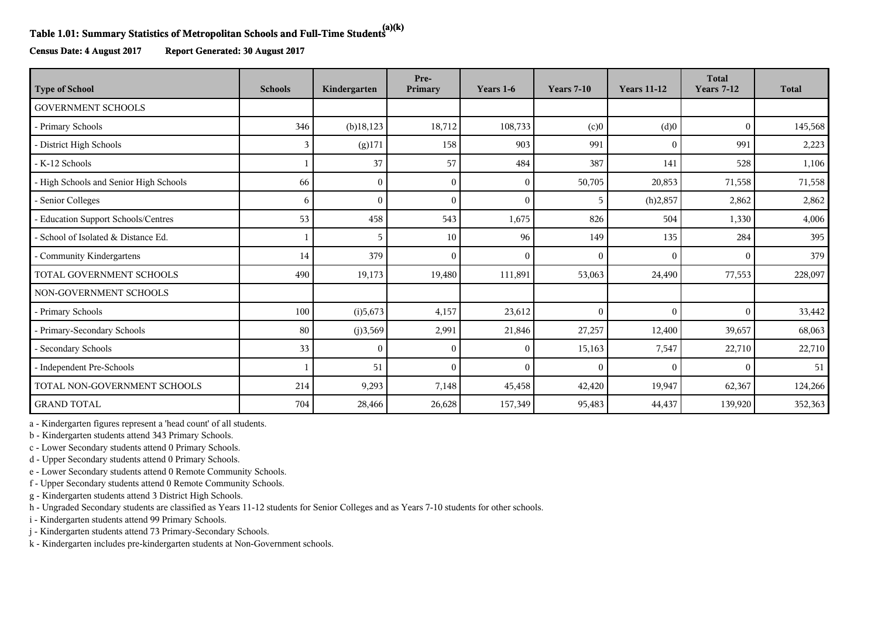# Table 1.01: Summary Statistics of Metropolitan Schools and Full-Time Students[(a)(k)]

**Census Date: 4 August 2017** **Report Generated: 30 August 2017**

| Type of School | Schools | Kindergarten | Pre-Primary | Years 1-6 | Years 7-10 | Years 11-12 | Total Years 7-12 | Total |
|---|---|---|---|---|---|---|---|---|
| GOVERNMENT SCHOOLS | | | | | | | | |
| - Primary Schools | 346 | (b)18,123 | 18,712 | 108,733 | (c)0 | (d)0 | 0 | 145,568 |
| - District High Schools | 3 | (g)171 | 158 | 903 | 991 | 0 | 991 | 2,223 |
| - K-12 Schools | 1 | 37 | 57 | 484 | 387 | 141 | 528 | 1,106 |
| - High Schools and Senior High Schools | 66 | 0 | 0 | 0 | 50,705 | 20,853 | 71,558 | 71,558 |
| - Senior Colleges | 6 | 0 | 0 | 0 | 5 | (h)2,857 | 2,862 | 2,862 |
| - Education Support Schools/Centres | 53 | 458 | 543 | 1,675 | 826 | 504 | 1,330 | 4,006 |
| - School of Isolated & Distance Ed. | 1 | 5 | 10 | 96 | 149 | 135 | 284 | 395 |
| - Community Kindergartens | 14 | 379 | 0 | 0 | 0 | 0 | 0 | 379 |
| TOTAL GOVERNMENT SCHOOLS | 490 | 19,173 | 19,480 | 111,891 | 53,063 | 24,490 | 77,553 | 228,097 |
| NON-GOVERNMENT SCHOOLS | | | | | | | | |
| - Primary Schools | 100 | (i)5,673 | 4,157 | 23,612 | 0 | 0 | 0 | 33,442 |
| - Primary-Secondary Schools | 80 | (j)3,569 | 2,991 | 21,846 | 27,257 | 12,400 | 39,657 | 68,063 |
| - Secondary Schools | 33 | 0 | 0 | 0 | 15,163 | 7,547 | 22,710 | 22,710 |
| - Independent Pre-Schools | 1 | 51 | 0 | 0 | 0 | 0 | 0 | 51 |
| TOTAL NON-GOVERNMENT SCHOOLS | 214 | 9,293 | 7,148 | 45,458 | 42,420 | 19,947 | 62,367 | 124,266 |
| GRAND TOTAL | 704 | 28,466 | 26,628 | 157,349 | 95,483 | 44,437 | 139,920 | 352,363 |

a - Kindergarten figures represent a 'head count' of all students.
b - Kindergarten students attend 343 Primary Schools.
c - Lower Secondary students attend 0 Primary Schools.
d - Upper Secondary students attend 0 Primary Schools.
e - Lower Secondary students attend 0 Remote Community Schools.
f - Upper Secondary students attend 0 Remote Community Schools.
g - Kindergarten students attend 3 District High Schools.
h - Ungraded Secondary students are classified as Years 11-12 students for Senior Colleges and as Years 7-10 students for other schools.
i - Kindergarten students attend 99 Primary Schools.
j - Kindergarten students attend 73 Primary-Secondary Schools.
k - Kindergarten includes pre-kindergarten students at Non-Government schools.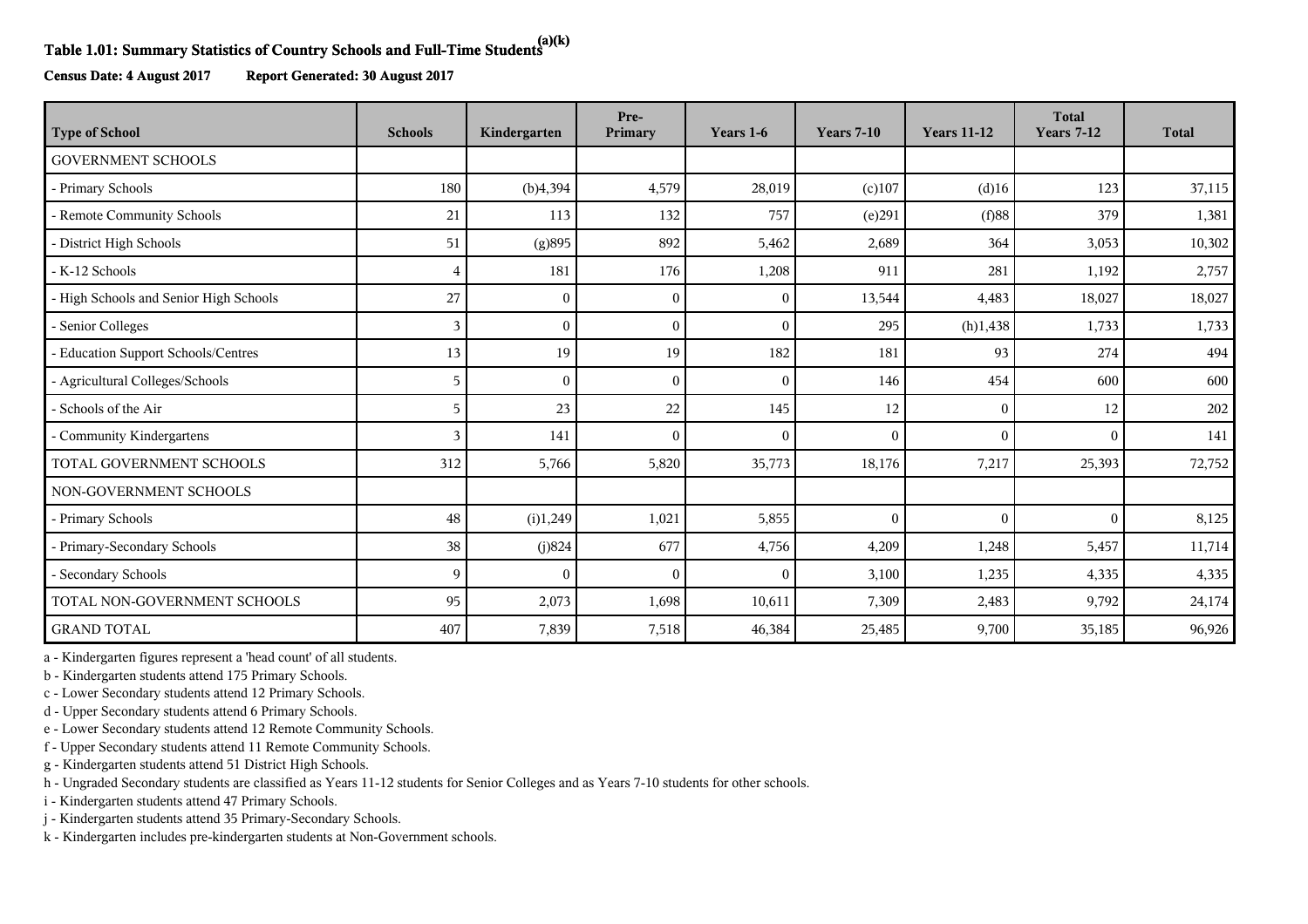## Table 1.01: Summary Statistics of Country Schools and Full-Time Students[(a)(k)]

**Census Date: 4 August 2017** **Report Generated: 30 August 2017**

| Type of School | Schools | Kindergarten | Pre-Primary | Years 1-6 | Years 7-10 | Years 11-12 | Total Years 7-12 | Total |
|---|---|---|---|---|---|---|---|---|
| GOVERNMENT SCHOOLS | | | | | | | | |
| - Primary Schools | 180 | (b)4,394 | 4,579 | 28,019 | (c)107 | (d)16 | 123 | 37,115 |
| - Remote Community Schools | 21 | 113 | 132 | 757 | (e)291 | (f)88 | 379 | 1,381 |
| - District High Schools | 51 | (g)895 | 892 | 5,462 | 2,689 | 364 | 3,053 | 10,302 |
| - K-12 Schools | 4 | 181 | 176 | 1,208 | 911 | 281 | 1,192 | 2,757 |
| - High Schools and Senior High Schools | 27 | 0 | 0 | 0 | 13,544 | 4,483 | 18,027 | 18,027 |
| - Senior Colleges | 3 | 0 | 0 | 0 | 295 | (h)1,438 | 1,733 | 1,733 |
| - Education Support Schools/Centres | 13 | 19 | 19 | 182 | 181 | 93 | 274 | 494 |
| - Agricultural Colleges/Schools | 5 | 0 | 0 | 0 | 146 | 454 | 600 | 600 |
| - Schools of the Air | 5 | 23 | 22 | 145 | 12 | 0 | 12 | 202 |
| - Community Kindergartens | 3 | 141 | 0 | 0 | 0 | 0 | 0 | 141 |
| TOTAL GOVERNMENT SCHOOLS | 312 | 5,766 | 5,820 | 35,773 | 18,176 | 7,217 | 25,393 | 72,752 |
| NON-GOVERNMENT SCHOOLS | | | | | | | | |
| - Primary Schools | 48 | (i)1,249 | 1,021 | 5,855 | 0 | 0 | 0 | 8,125 |
| - Primary-Secondary Schools | 38 | (j)824 | 677 | 4,756 | 4,209 | 1,248 | 5,457 | 11,714 |
| - Secondary Schools | 9 | 0 | 0 | 0 | 3,100 | 1,235 | 4,335 | 4,335 |
| TOTAL NON-GOVERNMENT SCHOOLS | 95 | 2,073 | 1,698 | 10,611 | 7,309 | 2,483 | 9,792 | 24,174 |
| GRAND TOTAL | 407 | 7,839 | 7,518 | 46,384 | 25,485 | 9,700 | 35,185 | 96,926 |

a - Kindergarten figures represent a 'head count' of all students.
b - Kindergarten students attend 175 Primary Schools.
c - Lower Secondary students attend 12 Primary Schools.
d - Upper Secondary students attend 6 Primary Schools.
e - Lower Secondary students attend 12 Remote Community Schools.
f - Upper Secondary students attend 11 Remote Community Schools.
g - Kindergarten students attend 51 District High Schools.
h - Ungraded Secondary students are classified as Years 11-12 students for Senior Colleges and as Years 7-10 students for other schools.
i - Kindergarten students attend 47 Primary Schools.
j - Kindergarten students attend 35 Primary-Secondary Schools.
k - Kindergarten includes pre-kindergarten students at Non-Government schools.